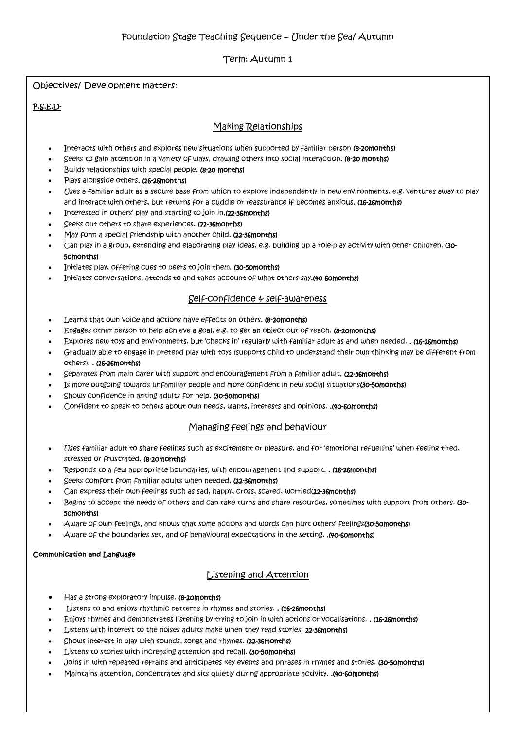# Foundation Stage Teaching Sequence – Under the Sea/ Autumn

## Term: Autumn 1

Objectives/ Development matters:

**P.S.E.D-**

### Making Relationships

- Interacts with others and explores new situations when supported by familiar person **(8-20months)**
- Seeks to gain attention in a variety of ways, drawing others into social interaction. **(8-20 months)**
- Builds relationships with special people. **(8-20 months)**
- Plays alongside others. **(16-26months)**
- Uses a familiar adult as a secure base from which to explore independently in new environments, e.g. ventures away to play and interact with others, but returns for a cuddle or reassurance if becomes anxious. **(16-26months)**
- Interested in others' play and starting to join in.**(22-36months)**
- Seeks out others to share experiences. **(22-36months)**
- May form a special friendship with another child. **(22-36months)**
- Can play in a group, extending and elaborating play ideas, e.g. building up a role-play activity with other children. **(30-50months)**
- Initiates play, offering cues to peers to join them. **(30-50months)**
- Initiates conversations, attends to and takes account of what others say.**(40-60months)**

### Self-confidence & self-awareness

- Learns that own voice and actions have effects on others. **(8-20months)**
- Engages other person to help achieve a goal, e.g. to get an object out of reach. **(8-20months)**
- Explores new toys and environments, but 'checks in' regularly with familiar adult as and when needed. . **(16-26months)**
- Gradually able to engage in pretend play with toys (supports child to understand their own thinking may be different from others). . **(16-26months)**
- Separates from main carer with support and encouragement from a familiar adult. **(22-36months)**
- Is more outgoing towards unfamiliar people and more confident in new social situations**(30-50months)**
- Shows confidence in asking adults for help. **(30-50months)**
- Confident to speak to others about own needs, wants, interests and opinions. .**(40-60months)**

### Managing feelings and behaviour

- Uses familiar adult to share feelings such as excitement or pleasure, and for 'emotional refuelling' when feeling tired, stressed or frustrated. **(8-20months)**
- Responds to a few appropriate boundaries, with encouragement and support. . **(16-26months)**
- Seeks comfort from familiar adults when needed. **(22-36months)**
- Can express their own feelings such as sad, happy, cross, scared, worried**(22-36months)**
- Begins to accept the needs of others and can take turns and share resources, sometimes with support from others. **(30-50months)**
- Aware of own feelings, and knows that some actions and words can hurt others' feelings**(30-50months)**
- Aware of the boundaries set, and of behavioural expectations in the setting. .**(40-60months)**

**Communication and Language**

### Listening and Attention

- Has a strong exploratory impulse. **(8-20months)**
- Listens to and enjoys rhythmic patterns in rhymes and stories. . **(16-26months)**
- Enjoys rhymes and demonstrates listening by trying to join in with actions or vocalisations. . **(16-26months)**
- Listens with interest to the noises adults make when they read stories. **22-36months)**
- Shows interest in play with sounds, songs and rhymes. **(22-36months)**
- Listens to stories with increasing attention and recall. **(30-50months)**
- Joins in with repeated refrains and anticipates key events and phrases in rhymes and stories. **(30-50months)**
- Maintains attention, concentrates and sits quietly during appropriate activity. .**(40-60months)**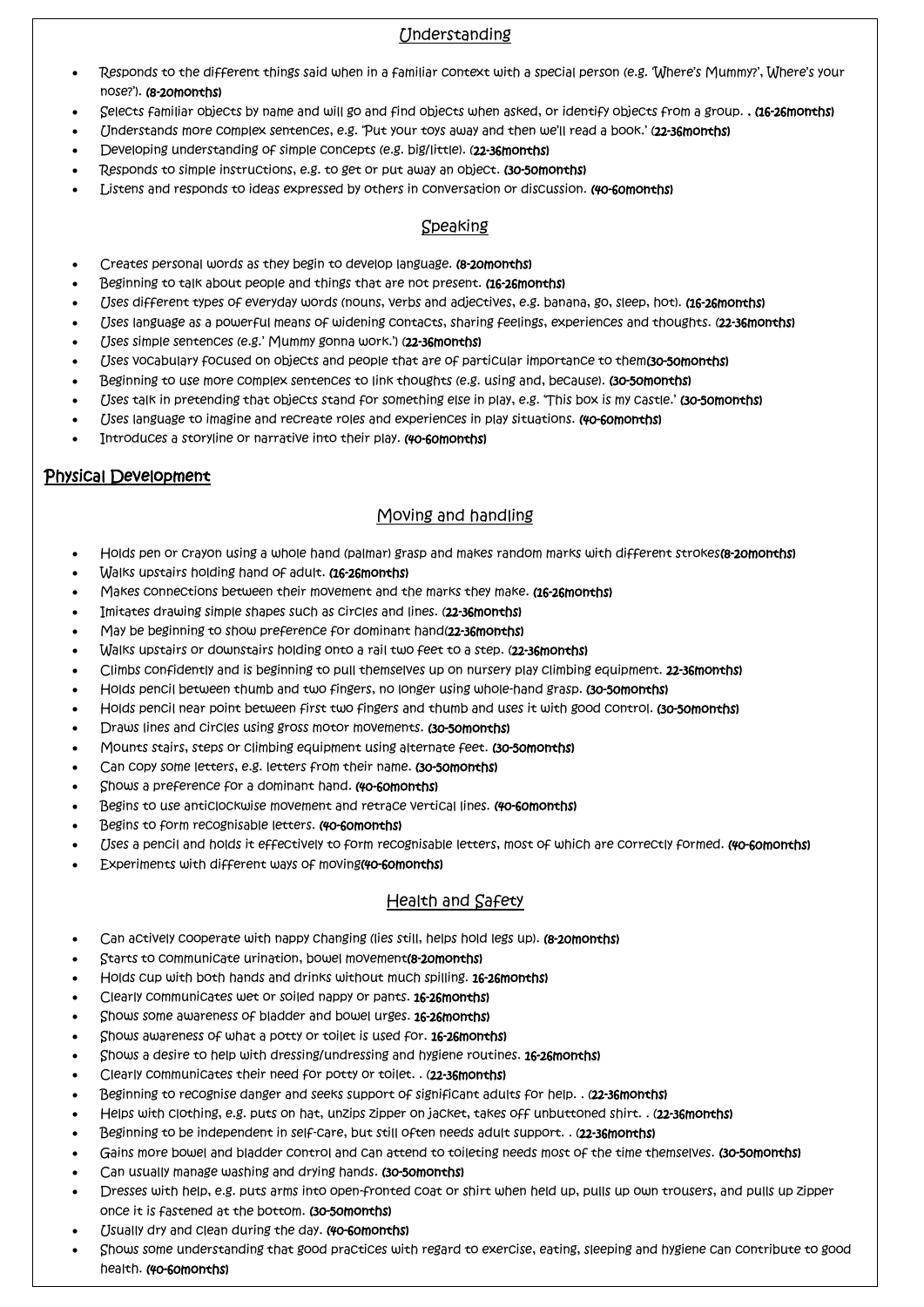## Understanding

- Responds to the different things said when in a familiar context with a special person (e.g. 'Where's Mummy?', Where's your nose?'). **(8-20months)**
- Selects familiar objects by name and will go and find objects when asked, or identify objects from a group. **. (16-26months)**
- Understands more complex sentences, e.g. 'Put your toys away and then we'll read a book.' **(22-36months)**
- Developing understanding of simple concepts (e.g. big/little). **(22-36months)**
- Responds to simple instructions, e.g. to get or put away an object. **(30-50months)**
- Listens and responds to ideas expressed by others in conversation or discussion. **(40-60months)**

## Speaking

- Creates personal words as they begin to develop language. **(8-20months)**
- Beginning to talk about people and things that are not present. **(16-26months)**
- Uses different types of everyday words (nouns, verbs and adjectives, e.g. banana, go, sleep, hot). **(16-26months)**
- Uses language as a powerful means of widening contacts, sharing feelings, experiences and thoughts. **(22-36months)**
- Uses simple sentences (e.g.' Mummy gonna work.') **(22-36months)**
- Uses vocabulary focused on objects and people that are of particular importance to them**(30-50months)**
- Beginning to use more complex sentences to link thoughts (e.g. using and, because). **(30-50months)**
- Uses talk in pretending that objects stand for something else in play, e.g. 'This box is my castle.' **(30-50months)**
- Uses language to imagine and recreate roles and experiences in play situations. **(40-60months)**
- Introduces a storyline or narrative into their play. **(40-60months)**

# Physical Development

## Moving and handling

- Holds pen or crayon using a whole hand (palmar) grasp and makes random marks with different strokes**(8-20months)**
- Walks upstairs holding hand of adult. **(16-26months)**
- Makes connections between their movement and the marks they make. **(16-26months)**
- Imitates drawing simple shapes such as circles and lines. **(22-36months)**
- May be beginning to show preference for dominant hand**(22-36months)**
- Walks upstairs or downstairs holding onto a rail two feet to a step. **(22-36months)**
- Climbs confidently and is beginning to pull themselves up on nursery play climbing equipment. **22-36months)**
- Holds pencil between thumb and two fingers, no longer using whole-hand grasp. **(30-50months)**
- Holds pencil near point between first two fingers and thumb and uses it with good control. **(30-50months)**
- Draws lines and circles using gross motor movements. **(30-50months)**
- Mounts stairs, steps or climbing equipment using alternate feet. **(30-50months)**
- Can copy some letters, e.g. letters from their name. **(30-50months)**
- Shows a preference for a dominant hand. **(40-60months)**
- Begins to use anticlockwise movement and retrace vertical lines. **(40-60months)**
- Begins to form recognisable letters. **(40-60months)**
- Uses a pencil and holds it effectively to form recognisable letters, most of which are correctly formed. **(40-60months)**
- Experiments with different ways of moving**(40-60months)**

## Health and Safety

- Can actively cooperate with nappy changing (lies still, helps hold legs up). **(8-20months)**
- Starts to communicate urination, bowel movement**(8-20months)**
- Holds cup with both hands and drinks without much spilling. **16-26months)**
- Clearly communicates wet or soiled nappy or pants. **16-26months)**
- Shows some awareness of bladder and bowel urges. **16-26months)**
- Shows awareness of what a potty or toilet is used for. **16-26months)**
- Shows a desire to help with dressing/undressing and hygiene routines. **16-26months)**
- Clearly communicates their need for potty or toilet. . **(22-36months)**
- Beginning to recognise danger and seeks support of significant adults for help. . **(22-36months)**
- Helps with clothing, e.g. puts on hat, unzips zipper on jacket, takes off unbuttoned shirt. . **(22-36months)**
- Beginning to be independent in self-care, but still often needs adult support. . **(22-36months)**
- Gains more bowel and bladder control and can attend to toileting needs most of the time themselves. **(30-50months)**
- Can usually manage washing and drying hands. **(30-50months)**
- Dresses with help, e.g. puts arms into open-fronted coat or shirt when held up, pulls up own trousers, and pulls up zipper once it is fastened at the bottom. **(30-50months)**
- Usually dry and clean during the day. **(40-60months)**
- Shows some understanding that good practices with regard to exercise, eating, sleeping and hygiene can contribute to good health. **(40-60months)**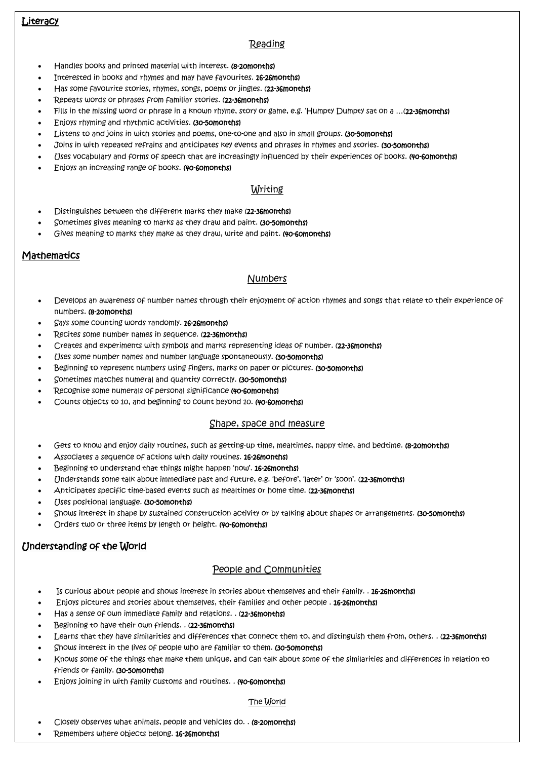## Literacy

### Reading

- Handles books and printed material with interest. **(8-20months)**
- Interested in books and rhymes and may have favourites. **16-26months)**
- Has some favourite stories, rhymes, songs, poems or jingles. (**22-36months)**
- Repeats words or phrases from familiar stories. (**22-36months)**
- Fills in the missing word or phrase in a known rhyme, story or game, e.g. 'Humpty Dumpty sat on a …(**22-36months)**
- Enjoys rhyming and rhythmic activities. **(30-50months)**
- Listens to and joins in with stories and poems, one-to-one and also in small groups. **(30-50months)**
- Joins in with repeated refrains and anticipates key events and phrases in rhymes and stories. **(30-50months)**
- Uses vocabulary and forms of speech that are increasingly influenced by their experiences of books. **(40-60months)**
- Enjoys an increasing range of books. **(40-60months)**

### Writing

- Distinguishes between the different marks they make (**22-36months)**
- Sometimes gives meaning to marks as they draw and paint. **(30-50months)**
- Gives meaning to marks they make as they draw, write and paint. **(40-60months)**

## Mathematics

### Numbers

- Develops an awareness of number names through their enjoyment of action rhymes and songs that relate to their experience of numbers. **(8-20months)**
- Says some counting words randomly. **16-26months)**
- Recites some number names in sequence. (**22-36months)**
- Creates and experiments with symbols and marks representing ideas of number. (**22-36months)**
- Uses some number names and number language spontaneously. **(30-50months)**
- Beginning to represent numbers using fingers, marks on paper or pictures. **(30-50months)**
- Sometimes matches numeral and quantity correctly. **(30-50months)**
- Recognise some numerals of personal significance **(40-60months)**
- Counts objects to 10, and beginning to count beyond 10. **(40-60months)**

### Shape, space and measure

- Gets to know and enjoy daily routines, such as getting-up time, mealtimes, nappy time, and bedtime. **(8-20months)**
- Associates a sequence of actions with daily routines. **16-26months)**
- Beginning to understand that things might happen 'now'. **16-26months)**
- Understands some talk about immediate past and future, e.g. 'before', 'later' or 'soon'. (**22-36months)**
- Anticipates specific time-based events such as mealtimes or home time. (**22-36months)**
- Uses positional language. **(30-50months)**
- Shows interest in shape by sustained construction activity or by talking about shapes or arrangements. **(30-50months)**
- Orders two or three items by length or height. **(40-60months)**

## Understanding of the World

### People and Communities

- Is curious about people and shows interest in stories about themselves and their family. . **16-26months)**
- Enjoys pictures and stories about themselves, their families and other people . **16-26months)**
- Has a sense of own immediate family and relations. . (**22-36months)**
- Beginning to have their own friends. . (**22-36months)**
- Learns that they have similarities and differences that connect them to, and distinguish them from, others. . (**22-36months)**
- Shows interest in the lives of people who are familiar to them. **(30-50months)**
- Knows some of the things that make them unique, and can talk about some of the similarities and differences in relation to friends or family. **(30-50months)**
- Enjoys joining in with family customs and routines. . **(40-60months)**

#### The World

- Closely observes what animals, people and vehicles do. . **(8-20months)**
- Remembers where objects belong. **16-26months)**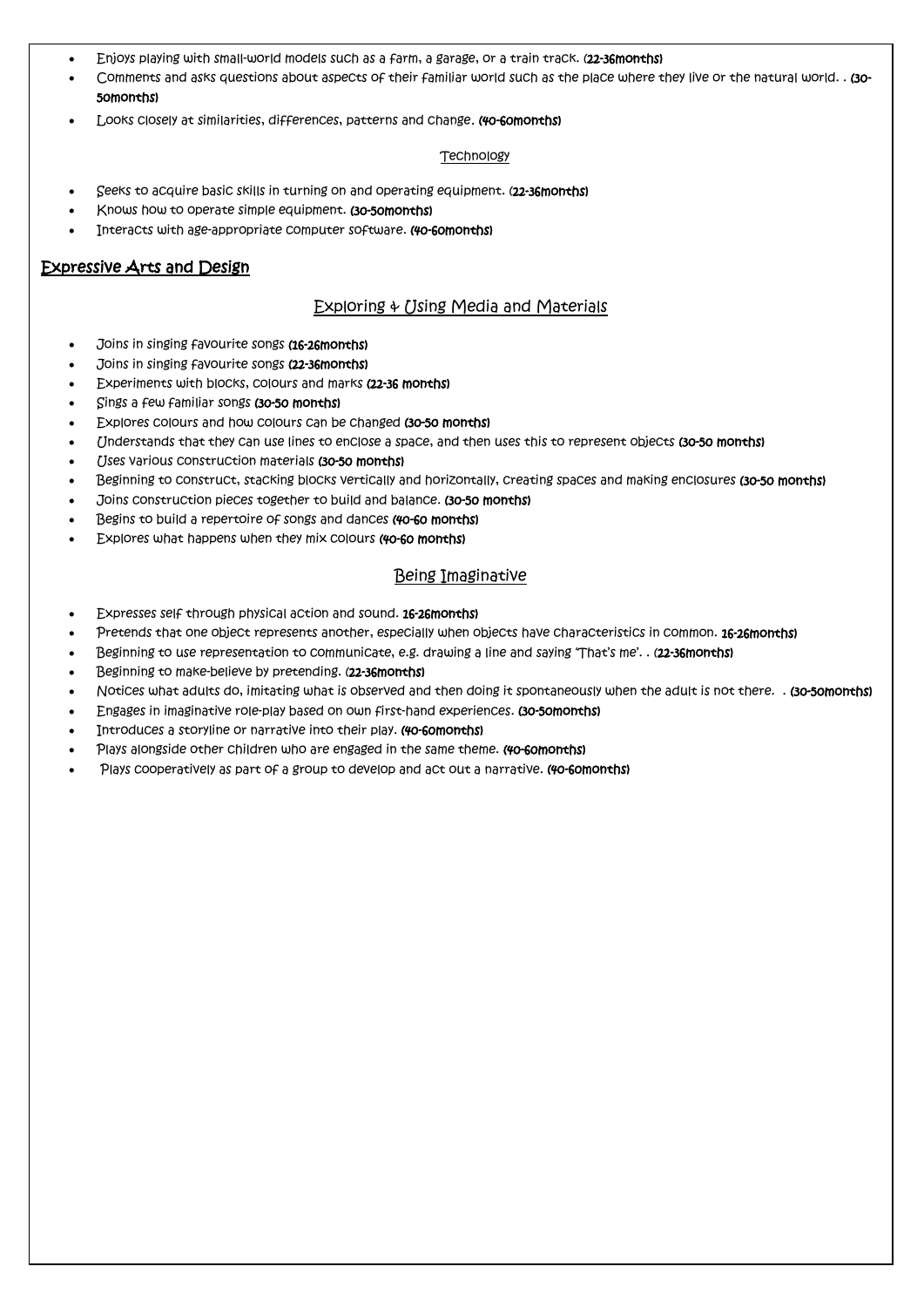- Enjoys playing with small-world models such as a farm, a garage, or a train track. (**22-36months**)
- Comments and asks questions about aspects of their familiar world such as the place where they live or the natural world. . **(30-50months)**
- Looks closely at similarities, differences, patterns and change. **(40-60months)**

### Technology

- Seeks to acquire basic skills in turning on and operating equipment. (**22-36months**)
- Knows how to operate simple equipment. **(30-50months)**
- Interacts with age-appropriate computer software. **(40-60months)**

## Expressive Arts and Design

### Exploring & Using Media and Materials

- Joins in singing favourite songs **(16-26months)**
- Joins in singing favourite songs **(22-36months)**
- Experiments with blocks, colours and marks **(22-36 months)**
- Sings a few familiar songs **(30-50 months)**
- Explores colours and how colours can be changed **(30-50 months)**
- Understands that they can use lines to enclose a space, and then uses this to represent objects **(30-50 months)**
- Uses various construction materials **(30-50 months)**
- Beginning to construct, stacking blocks vertically and horizontally, creating spaces and making enclosures **(30-50 months)**
- Joins construction pieces together to build and balance. **(30-50 months)**
- Begins to build a repertoire of songs and dances **(40-60 months)**
- Explores what happens when they mix colours **(40-60 months)**

### Being Imaginative

- Expresses self through physical action and sound. **16-26months)**
- Pretends that one object represents another, especially when objects have characteristics in common. **16-26months)**
- Beginning to use representation to communicate, e.g. drawing a line and saying 'That's me'. . (**22-36months)**
- Beginning to make-believe by pretending. (**22-36months)**
- Notices what adults do, imitating what is observed and then doing it spontaneously when the adult is not there. . **(30-50months)**
- Engages in imaginative role-play based on own first-hand experiences. **(30-50months)**
- Introduces a storyline or narrative into their play. **(40-60months)**
- Plays alongside other children who are engaged in the same theme. **(40-60months)**
- Plays cooperatively as part of a group to develop and act out a narrative. **(40-60months)**